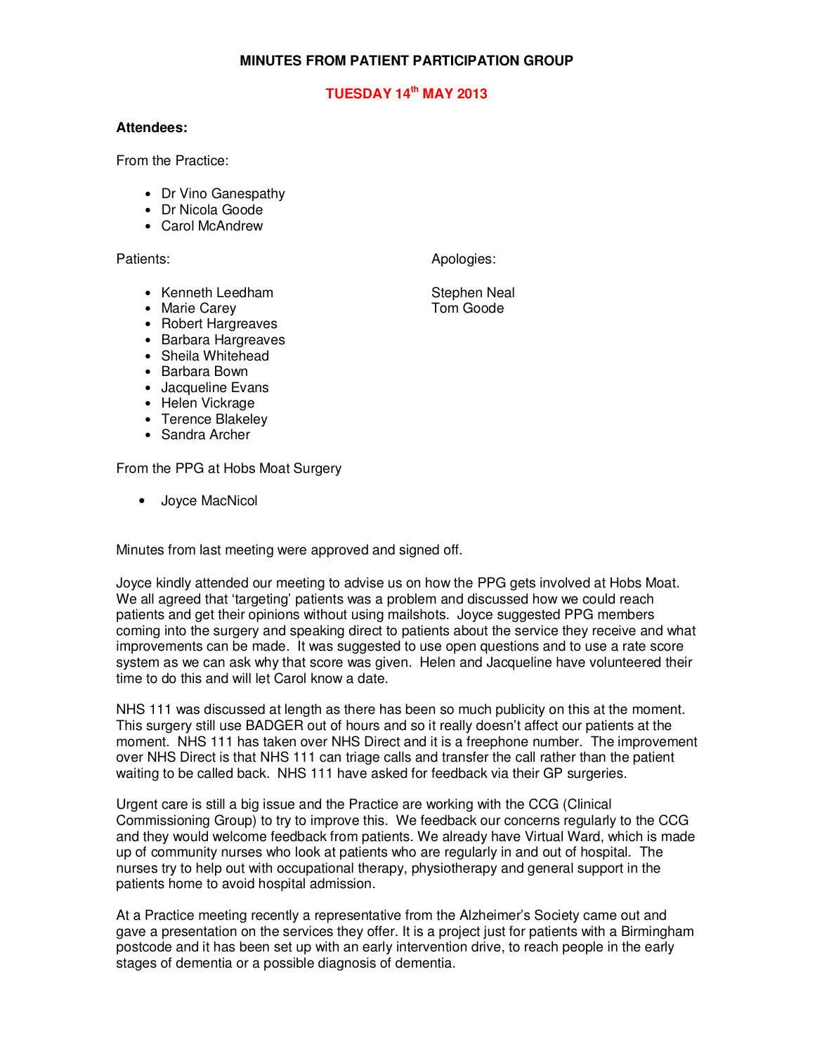# MINUTES FROM PATIENT PARTICIPATION GROUP

## TUESDAY 14th MAY 2013

**Attendees:**

From the Practice:

- Dr Vino Ganespathy
- Dr Nicola Goode
- Carol McAndrew

Patients:

- Kenneth Leedham
- Marie Carey
- Robert Hargreaves
- Barbara Hargreaves
- Sheila Whitehead
- Barbara Bown
- Jacqueline Evans
- Helen Vickrage
- Terence Blakeley
- Sandra Archer

Apologies:

Stephen Neal
Tom Goode

From the PPG at Hobs Moat Surgery

- Joyce MacNicol

Minutes from last meeting were approved and signed off.

Joyce kindly attended our meeting to advise us on how the PPG gets involved at Hobs Moat. We all agreed that 'targeting' patients was a problem and discussed how we could reach patients and get their opinions without using mailshots. Joyce suggested PPG members coming into the surgery and speaking direct to patients about the service they receive and what improvements can be made. It was suggested to use open questions and to use a rate score system as we can ask why that score was given. Helen and Jacqueline have volunteered their time to do this and will let Carol know a date.

NHS 111 was discussed at length as there has been so much publicity on this at the moment. This surgery still use BADGER out of hours and so it really doesn't affect our patients at the moment. NHS 111 has taken over NHS Direct and it is a freephone number. The improvement over NHS Direct is that NHS 111 can triage calls and transfer the call rather than the patient waiting to be called back. NHS 111 have asked for feedback via their GP surgeries.

Urgent care is still a big issue and the Practice are working with the CCG (Clinical Commissioning Group) to try to improve this. We feedback our concerns regularly to the CCG and they would welcome feedback from patients. We already have Virtual Ward, which is made up of community nurses who look at patients who are regularly in and out of hospital. The nurses try to help out with occupational therapy, physiotherapy and general support in the patients home to avoid hospital admission.

At a Practice meeting recently a representative from the Alzheimer's Society came out and gave a presentation on the services they offer. It is a project just for patients with a Birmingham postcode and it has been set up with an early intervention drive, to reach people in the early stages of dementia or a possible diagnosis of dementia.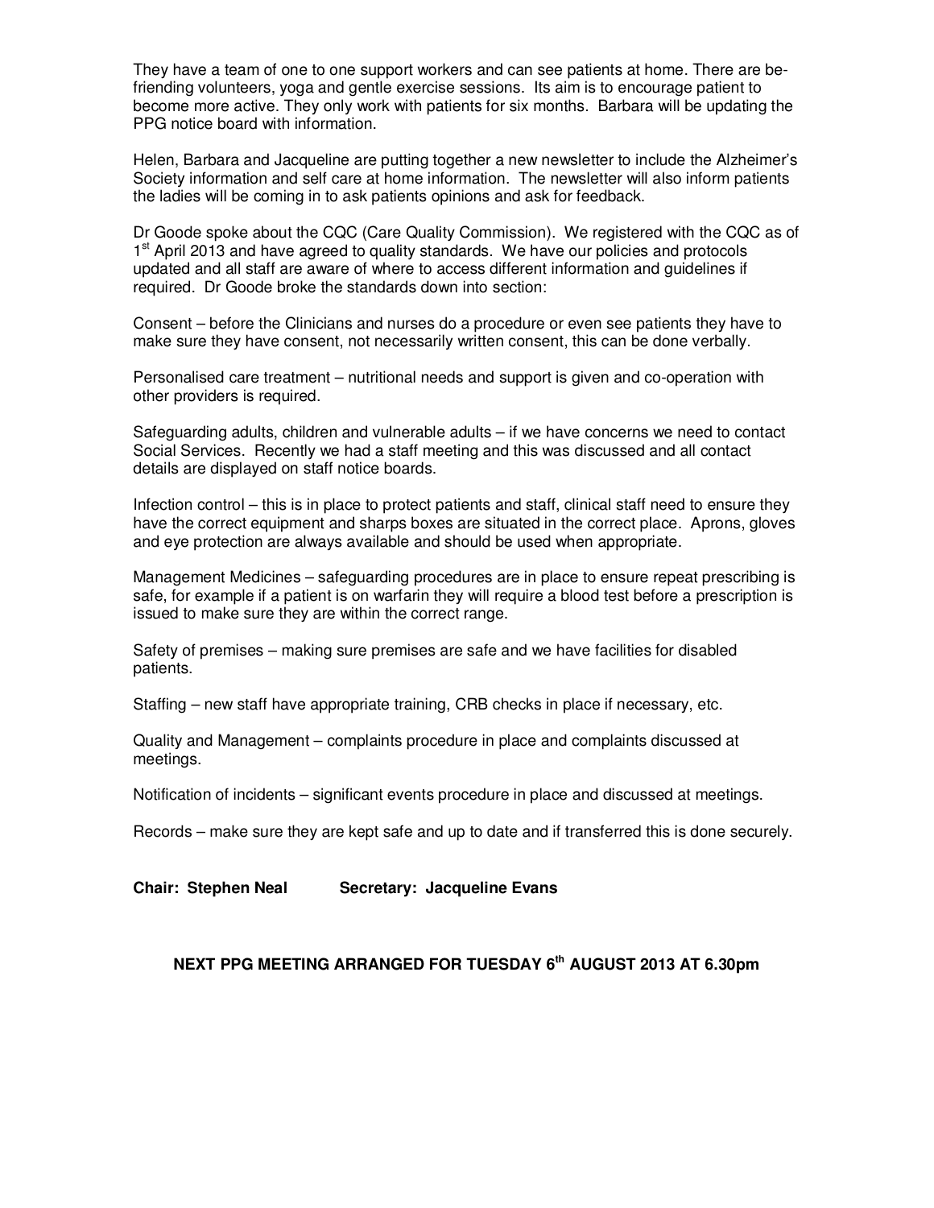They have a team of one to one support workers and can see patients at home. There are be-friending volunteers, yoga and gentle exercise sessions. Its aim is to encourage patient to become more active. They only work with patients for six months. Barbara will be updating the PPG notice board with information.

Helen, Barbara and Jacqueline are putting together a new newsletter to include the Alzheimer's Society information and self care at home information. The newsletter will also inform patients the ladies will be coming in to ask patients opinions and ask for feedback.

Dr Goode spoke about the CQC (Care Quality Commission). We registered with the CQC as of 1st April 2013 and have agreed to quality standards. We have our policies and protocols updated and all staff are aware of where to access different information and guidelines if required. Dr Goode broke the standards down into section:

Consent – before the Clinicians and nurses do a procedure or even see patients they have to make sure they have consent, not necessarily written consent, this can be done verbally.

Personalised care treatment – nutritional needs and support is given and co-operation with other providers is required.

Safeguarding adults, children and vulnerable adults – if we have concerns we need to contact Social Services. Recently we had a staff meeting and this was discussed and all contact details are displayed on staff notice boards.

Infection control – this is in place to protect patients and staff, clinical staff need to ensure they have the correct equipment and sharps boxes are situated in the correct place. Aprons, gloves and eye protection are always available and should be used when appropriate.

Management Medicines – safeguarding procedures are in place to ensure repeat prescribing is safe, for example if a patient is on warfarin they will require a blood test before a prescription is issued to make sure they are within the correct range.

Safety of premises – making sure premises are safe and we have facilities for disabled patients.

Staffing – new staff have appropriate training, CRB checks in place if necessary, etc.

Quality and Management – complaints procedure in place and complaints discussed at meetings.

Notification of incidents – significant events procedure in place and discussed at meetings.

Records – make sure they are kept safe and up to date and if transferred this is done securely.

**Chair: Stephen Neal Secretary: Jacqueline Evans**

**NEXT PPG MEETING ARRANGED FOR TUESDAY 6th AUGUST 2013 AT 6.30pm**